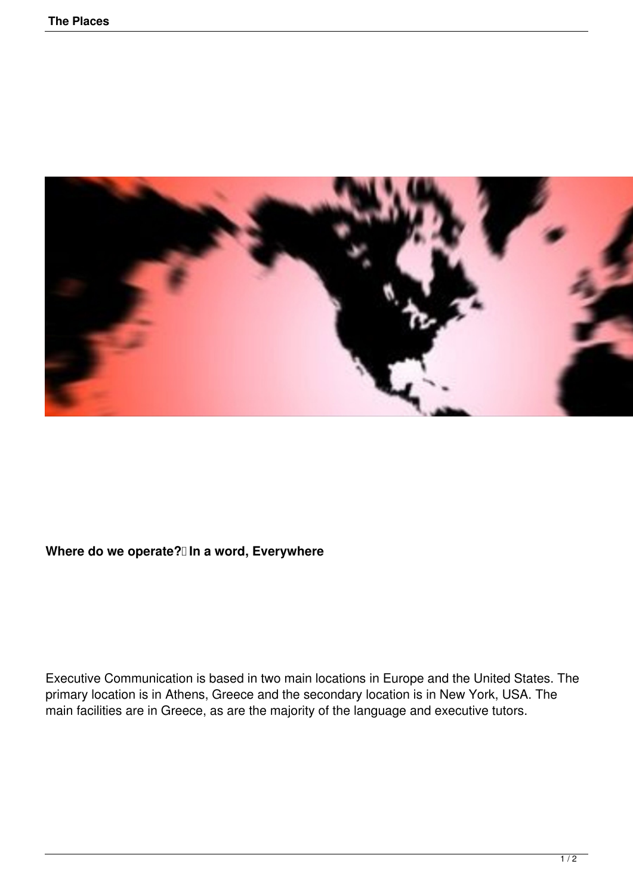**Where do we operate? In a word, Everywhere**

Executive Communication is based in two main locations in Europe and the United States. The primary location is in Athens, Greece and the secondary location is in New York, USA. The main facilities are in Greece, as are the majority of the language and executive tutors.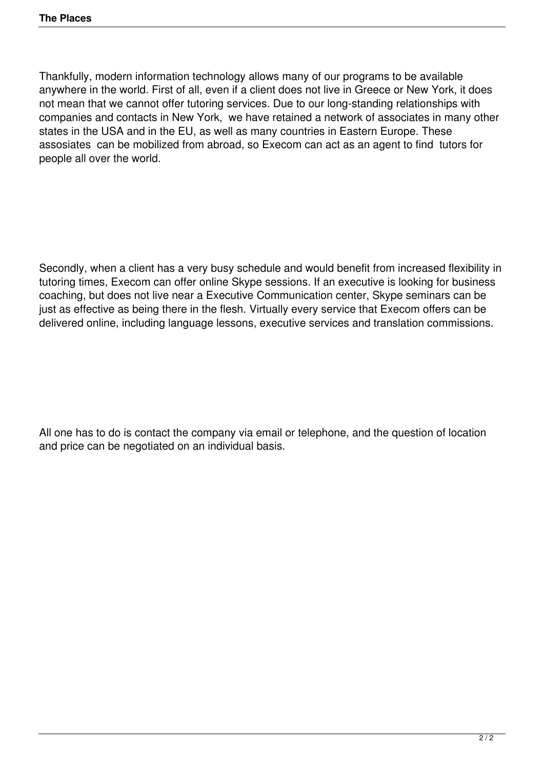Thankfully, modern information technology allows many of our programs to be available anywhere in the world. First of all, even if a client does not live in Greece or New York, it does not mean that we cannot offer tutoring services. Due to our long-standing relationships with companies and contacts in New York, we have retained a network of associates in many other states in the USA and in the EU, as well as many countries in Eastern Europe. These assosiates can be mobilized from abroad, so Execom can act as an agent to find tutors for people all over the world.

Secondly, when a client has a very busy schedule and would benefit from increased flexibility in tutoring times, Execom can offer online Skype sessions. If an executive is looking for business coaching, but does not live near a Executive Communication center, Skype seminars can be just as effective as being there in the flesh. Virtually every service that Execom offers can be delivered online, including language lessons, executive services and translation commissions.

All one has to do is contact the company via email or telephone, and the question of location and price can be negotiated on an individual basis.